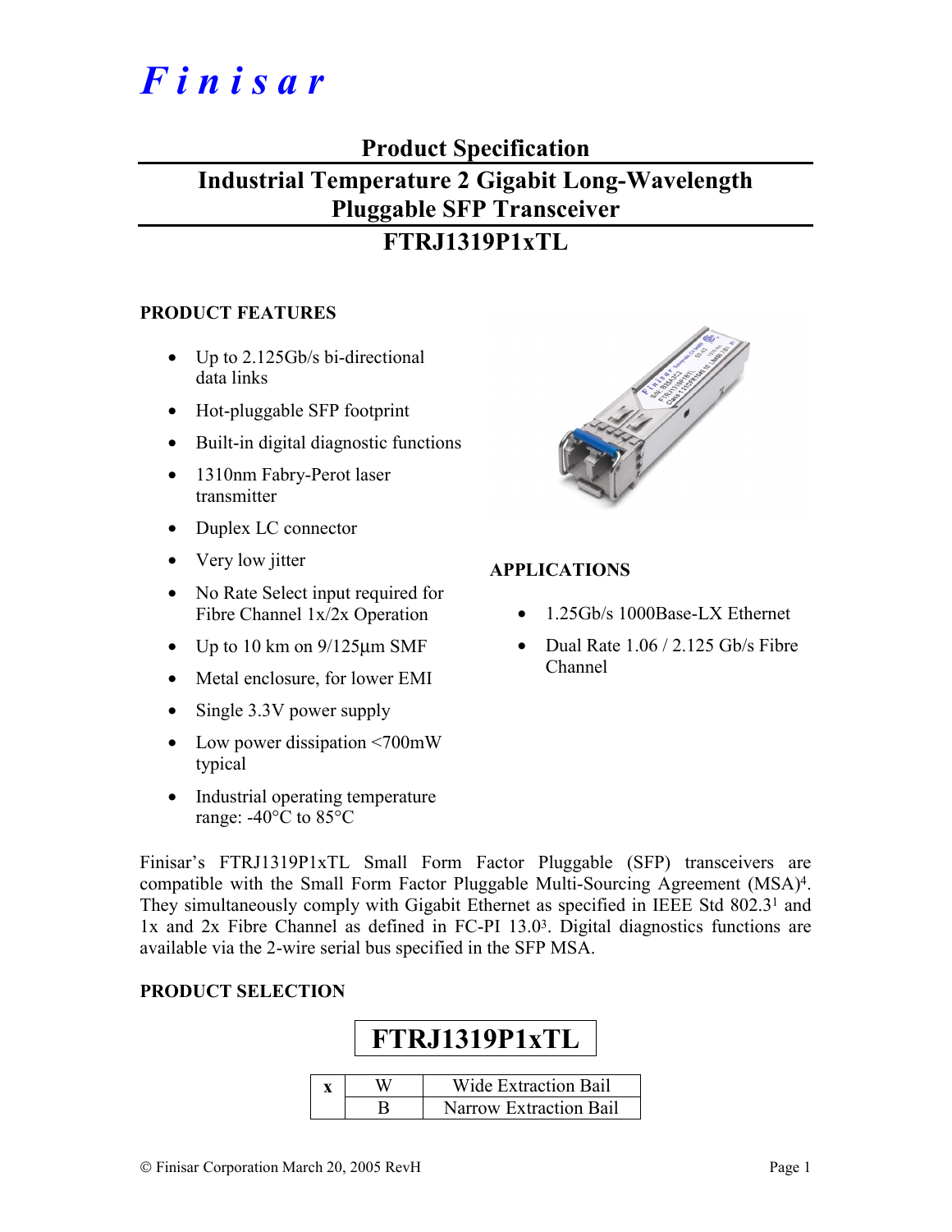# Finisar

## Product Specification

## Industrial Temperature 2 Gigabit Long-Wavelength Pluggable SFP Transceiver

## FTRJ1319P1xTL

### PRODUCT FEATURES

- Up to 2.125Gb/s bi-directional data links
- Hot-pluggable SFP footprint
- Built-in digital diagnostic functions
- 1310nm Fabry-Perot laser transmitter
- Duplex LC connector
- Very low jitter
- No Rate Select input required for Fibre Channel 1x/2x Operation
- Up to 10 km on 9/125µm SMF
- Metal enclosure, for lower EMI
- Single 3.3V power supply
- Low power dissipation <700mW typical
- Industrial operating temperature range: -40°C to 85°C

### APPLICATIONS

- 1.25Gb/s 1000Base-LX Ethernet
- Dual Rate 1.06 / 2.125 Gb/s Fibre Channel

Finisar's FTRJ1319P1xTL Small Form Factor Pluggable (SFP) transceivers are compatible with the Small Form Factor Pluggable Multi-Sourcing Agreement (MSA)[4]. They simultaneously comply with Gigabit Ethernet as specified in IEEE Std 802.3[1] and 1x and 2x Fibre Channel as defined in FC-PI 13.0[3]. Digital diagnostics functions are available via the 2-wire serial bus specified in the SFP MSA.

### PRODUCT SELECTION

**FTRJ1319P1xTL**

| x | W | Wide Extraction Bail |
|---|---|---|
| | B | Narrow Extraction Bail |

© Finisar Corporation March 20, 2005 RevH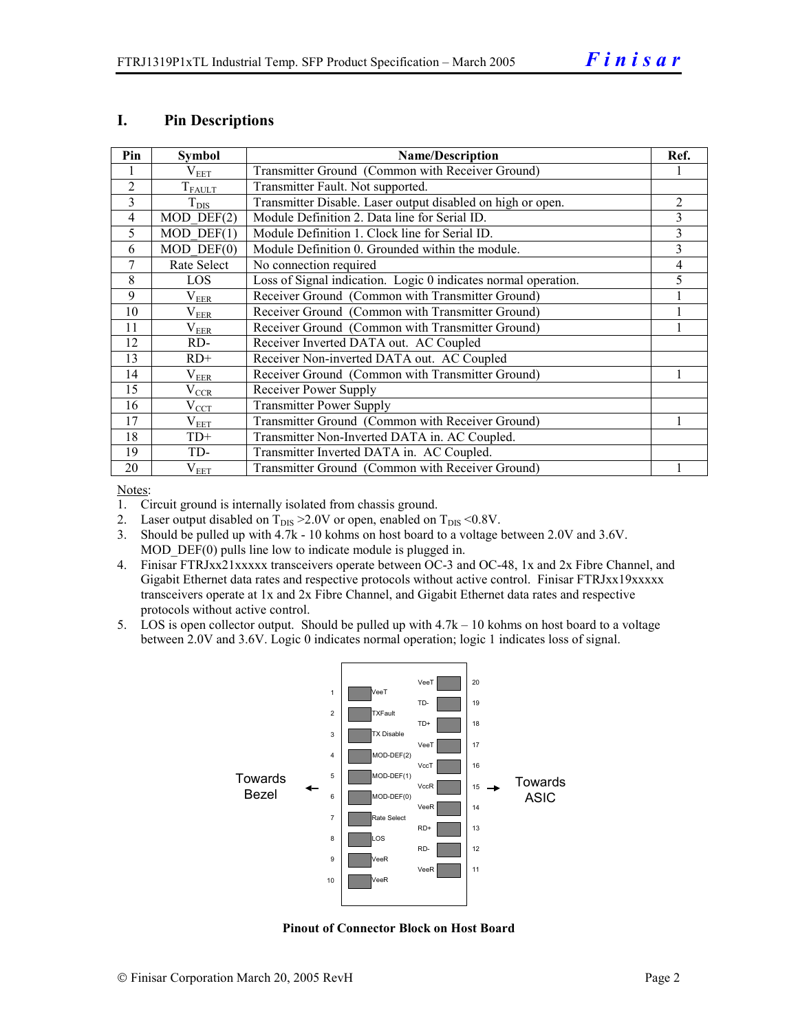## I. Pin Descriptions

| Pin | Symbol | Name/Description | Ref. |
|---|---|---|---|
| 1 | $V_{EET}$ | Transmitter Ground (Common with Receiver Ground) | 1 |
| 2 | $T_{FAULT}$ | Transmitter Fault. Not supported. | |
| 3 | $T_{DIS}$ | Transmitter Disable. Laser output disabled on high or open. | 2 |
| 4 | MOD_DEF(2) | Module Definition 2. Data line for Serial ID. | 3 |
| 5 | MOD_DEF(1) | Module Definition 1. Clock line for Serial ID. | 3 |
| 6 | MOD_DEF(0) | Module Definition 0. Grounded within the module. | 3 |
| 7 | Rate Select | No connection required | 4 |
| 8 | LOS | Loss of Signal indication. Logic 0 indicates normal operation. | 5 |
| 9 | $V_{EER}$ | Receiver Ground (Common with Transmitter Ground) | 1 |
| 10 | $V_{EER}$ | Receiver Ground (Common with Transmitter Ground) | 1 |
| 11 | $V_{EER}$ | Receiver Ground (Common with Transmitter Ground) | 1 |
| 12 | RD- | Receiver Inverted DATA out. AC Coupled | |
| 13 | RD+ | Receiver Non-inverted DATA out. AC Coupled | |
| 14 | $V_{EER}$ | Receiver Ground (Common with Transmitter Ground) | 1 |
| 15 | $V_{CCR}$ | Receiver Power Supply | |
| 16 | $V_{CCT}$ | Transmitter Power Supply | |
| 17 | $V_{EET}$ | Transmitter Ground (Common with Receiver Ground) | 1 |
| 18 | TD+ | Transmitter Non-Inverted DATA in. AC Coupled. | |
| 19 | TD- | Transmitter Inverted DATA in. AC Coupled. | |
| 20 | $V_{EET}$ | Transmitter Ground (Common with Receiver Ground) | 1 |

Notes:

1. Circuit ground is internally isolated from chassis ground.
2. Laser output disabled on $T_{DIS}$ >2.0V or open, enabled on $T_{DIS}$ <0.8V.
3. Should be pulled up with 4.7k - 10 kohms on host board to a voltage between 2.0V and 3.6V. MOD_DEF(0) pulls line low to indicate module is plugged in.
4. Finisar FTRJxx21xxxxx transceivers operate between OC-3 and OC-48, 1x and 2x Fibre Channel, and Gigabit Ethernet data rates and respective protocols without active control. Finisar FTRJxx19xxxxx transceivers operate at 1x and 2x Fibre Channel, and Gigabit Ethernet data rates and respective protocols without active control.
5. LOS is open collector output. Should be pulled up with 4.7k – 10 kohms on host board to a voltage between 2.0V and 3.6V. Logic 0 indicates normal operation; logic 1 indicates loss of signal.

| Pin | Signal | Signal | Pin |
|---|---|---|---|
| | | VeeT | 20 |
| 1 | VeeT | TD- | 19 |
| 2 | TXFault | TD+ | 18 |
| 3 | TX Disable | VeeT | 17 |
| 4 | MOD-DEF(2) | VccT | 16 |
| 5 | MOD-DEF(1) | VccR | 15 |
| 6 | MOD-DEF(0) | VeeR | 14 |
| 7 | Rate Select | RD+ | 13 |
| 8 | LOS | RD- | 12 |
| 9 | VeeR | VeeR | 11 |
| 10 | VeeR | | |

Towards Bezel ← (pins 1–10 side) | (pins 11–20 side) → Towards ASIC

**Pinout of Connector Block on Host Board**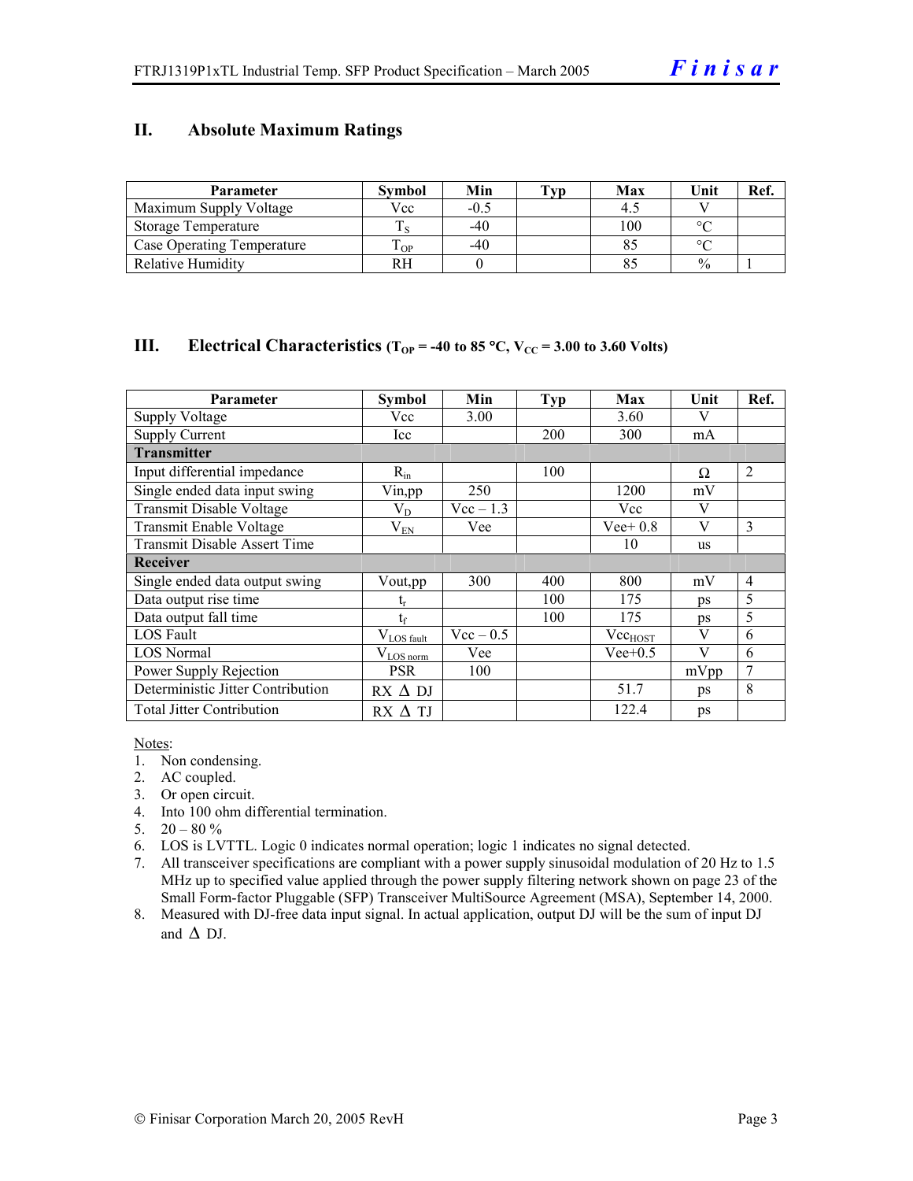## II. Absolute Maximum Ratings

| Parameter | Symbol | Min | Typ | Max | Unit | Ref. |
|---|---|---|---|---|---|---|
| Maximum Supply Voltage | Vcc | -0.5 | | 4.5 | V | |
| Storage Temperature | $T_S$ | -40 | | 100 | °C | |
| Case Operating Temperature | $T_{OP}$ | -40 | | 85 | °C | |
| Relative Humidity | RH | 0 | | 85 | % | 1 |

## III. Electrical Characteristics ($T_{OP}$ = -40 to 85 °C, $V_{CC}$ = 3.00 to 3.60 Volts)

| Parameter | Symbol | Min | Typ | Max | Unit | Ref. |
|---|---|---|---|---|---|---|
| Supply Voltage | Vcc | 3.00 | | 3.60 | V | |
| Supply Current | Icc | | 200 | 300 | mA | |
| **Transmitter** | | | | | | |
| Input differential impedance | $R_{in}$ | | 100 | | Ω | 2 |
| Single ended data input swing | Vin,pp | 250 | | 1200 | mV | |
| Transmit Disable Voltage | $V_D$ | Vcc – 1.3 | | Vcc | V | |
| Transmit Enable Voltage | $V_{EN}$ | Vee | | Vee+ 0.8 | V | 3 |
| Transmit Disable Assert Time | | | | 10 | us | |
| **Receiver** | | | | | | |
| Single ended data output swing | Vout,pp | 300 | 400 | 800 | mV | 4 |
| Data output rise time | $t_r$ | | 100 | 175 | ps | 5 |
| Data output fall time | $t_f$ | | 100 | 175 | ps | 5 |
| LOS Fault | $V_{LOS\ fault}$ | Vcc – 0.5 | | $Vcc_{HOST}$ | V | 6 |
| LOS Normal | $V_{LOS\ norm}$ | Vee | | Vee+0.5 | V | 6 |
| Power Supply Rejection | PSR | 100 | | | mVpp | 7 |
| Deterministic Jitter Contribution | RX Δ DJ | | | 51.7 | ps | 8 |
| Total Jitter Contribution | RX Δ TJ | | | 122.4 | ps | |

Notes:
1. Non condensing.
2. AC coupled.
3. Or open circuit.
4. Into 100 ohm differential termination.
5. 20 – 80 %
6. LOS is LVTTL. Logic 0 indicates normal operation; logic 1 indicates no signal detected.
7. All transceiver specifications are compliant with a power supply sinusoidal modulation of 20 Hz to 1.5 MHz up to specified value applied through the power supply filtering network shown on page 23 of the Small Form-factor Pluggable (SFP) Transceiver MultiSource Agreement (MSA), September 14, 2000.
8. Measured with DJ-free data input signal. In actual application, output DJ will be the sum of input DJ and Δ DJ.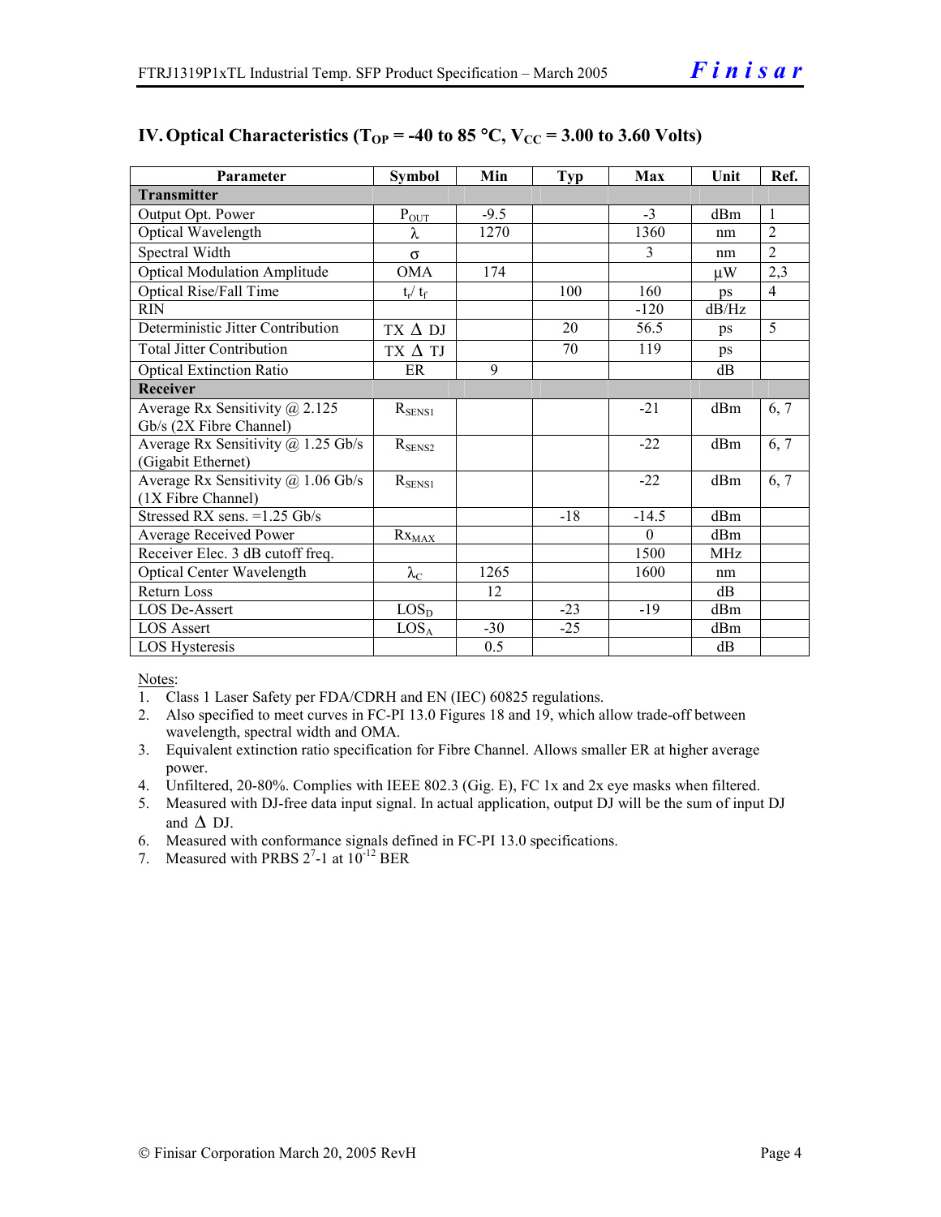## IV. Optical Characteristics ($T_{OP}$ = -40 to 85 °C, $V_{CC}$ = 3.00 to 3.60 Volts)

| Parameter | Symbol | Min | Typ | Max | Unit | Ref. |
|---|---|---|---|---|---|---|
| **Transmitter** | | | | | | |
| Output Opt. Power | $P_{OUT}$ | -9.5 | | -3 | dBm | 1 |
| Optical Wavelength | $\lambda$ | 1270 | | 1360 | nm | 2 |
| Spectral Width | $\sigma$ | | | 3 | nm | 2 |
| Optical Modulation Amplitude | OMA | 174 | | | μW | 2,3 |
| Optical Rise/Fall Time | $t_r$/ $t_f$ | | 100 | 160 | ps | 4 |
| RIN | | | | -120 | dB/Hz | |
| Deterministic Jitter Contribution | TX Δ DJ | | 20 | 56.5 | ps | 5 |
| Total Jitter Contribution | TX Δ TJ | | 70 | 119 | ps | |
| Optical Extinction Ratio | ER | 9 | | | dB | |
| **Receiver** | | | | | | |
| Average Rx Sensitivity @ 2.125 Gb/s (2X Fibre Channel) | $R_{SENS1}$ | | | -21 | dBm | 6, 7 |
| Average Rx Sensitivity @ 1.25 Gb/s (Gigabit Ethernet) | $R_{SENS2}$ | | | -22 | dBm | 6, 7 |
| Average Rx Sensitivity @ 1.06 Gb/s (1X Fibre Channel) | $R_{SENS1}$ | | | -22 | dBm | 6, 7 |
| Stressed RX sens. =1.25 Gb/s | | | -18 | -14.5 | dBm | |
| Average Received Power | $Rx_{MAX}$ | | | 0 | dBm | |
| Receiver Elec. 3 dB cutoff freq. | | | | 1500 | MHz | |
| Optical Center Wavelength | $\lambda_C$ | 1265 | | 1600 | nm | |
| Return Loss | | 12 | | | dB | |
| LOS De-Assert | $LOS_D$ | | -23 | -19 | dBm | |
| LOS Assert | $LOS_A$ | -30 | -25 | | dBm | |
| LOS Hysteresis | | 0.5 | | | dB | |

Notes:

1. Class 1 Laser Safety per FDA/CDRH and EN (IEC) 60825 regulations.
2. Also specified to meet curves in FC-PI 13.0 Figures 18 and 19, which allow trade-off between wavelength, spectral width and OMA.
3. Equivalent extinction ratio specification for Fibre Channel. Allows smaller ER at higher average power.
4. Unfiltered, 20-80%. Complies with IEEE 802.3 (Gig. E), FC 1x and 2x eye masks when filtered.
5. Measured with DJ-free data input signal. In actual application, output DJ will be the sum of input DJ and Δ DJ.
6. Measured with conformance signals defined in FC-PI 13.0 specifications.
7. Measured with PRBS $2^7$-1 at $10^{-12}$ BER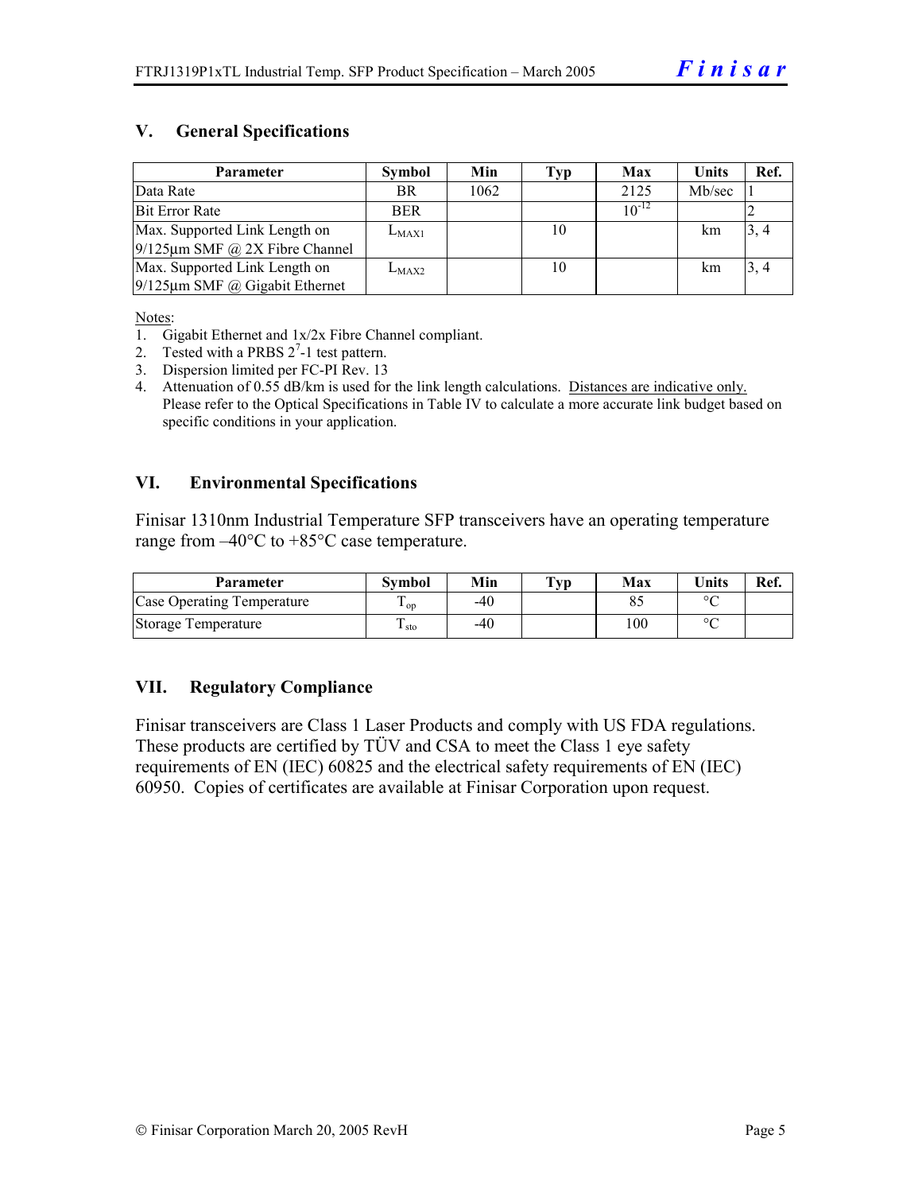## V. General Specifications

| Parameter | Symbol | Min | Typ | Max | Units | Ref. |
|---|---|---|---|---|---|---|
| Data Rate | BR | 1062 | | 2125 | Mb/sec | 1 |
| Bit Error Rate | BER | | | $10^{-12}$ | | 2 |
| Max. Supported Link Length on 9/125µm SMF @ 2X Fibre Channel | $L_{MAX1}$ | | 10 | | km | 3, 4 |
| Max. Supported Link Length on 9/125µm SMF @ Gigabit Ethernet | $L_{MAX2}$ | | 10 | | km | 3, 4 |

Notes:

1. Gigabit Ethernet and 1x/2x Fibre Channel compliant.
2. Tested with a PRBS $2^7$-1 test pattern.
3. Dispersion limited per FC-PI Rev. 13
4. Attenuation of 0.55 dB/km is used for the link length calculations. Distances are indicative only. Please refer to the Optical Specifications in Table IV to calculate a more accurate link budget based on specific conditions in your application.

## VI. Environmental Specifications

Finisar 1310nm Industrial Temperature SFP transceivers have an operating temperature range from –40°C to +85°C case temperature.

| Parameter | Symbol | Min | Typ | Max | Units | Ref. |
|---|---|---|---|---|---|---|
| Case Operating Temperature | $T_{op}$ | -40 | | 85 | °C | |
| Storage Temperature | $T_{sto}$ | -40 | | 100 | °C | |

## VII. Regulatory Compliance

Finisar transceivers are Class 1 Laser Products and comply with US FDA regulations. These products are certified by TÜV and CSA to meet the Class 1 eye safety requirements of EN (IEC) 60825 and the electrical safety requirements of EN (IEC) 60950. Copies of certificates are available at Finisar Corporation upon request.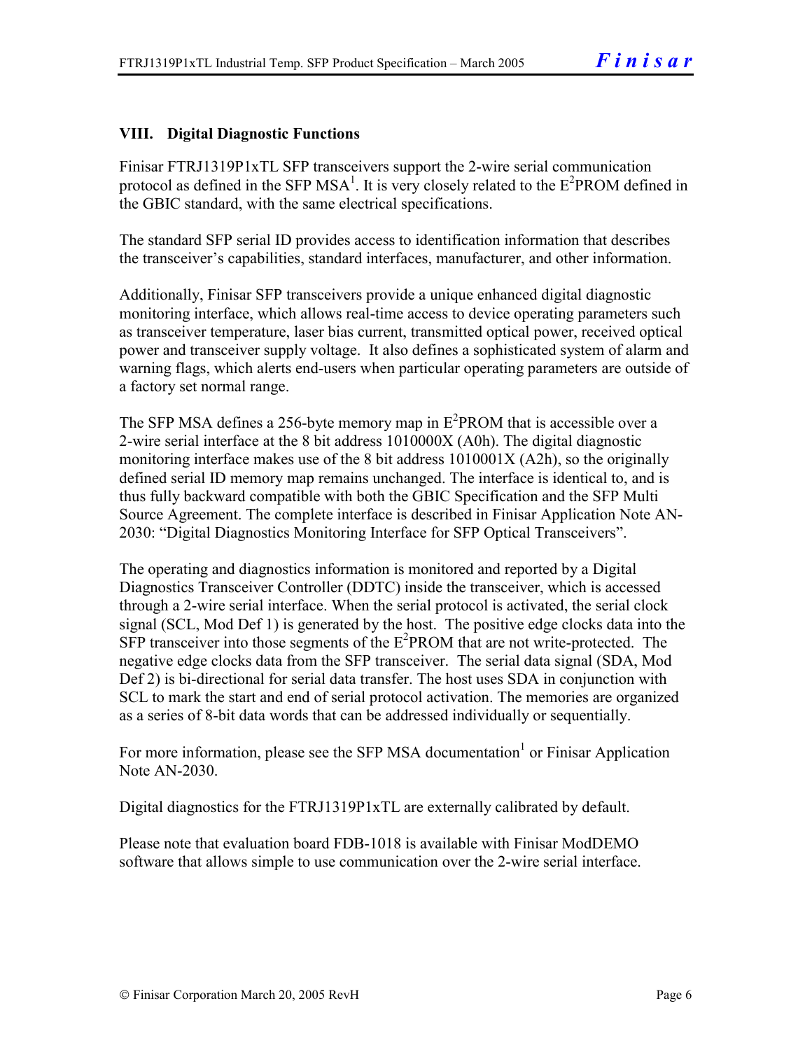## VIII. Digital Diagnostic Functions

Finisar FTRJ1319P1xTL SFP transceivers support the 2-wire serial communication protocol as defined in the SFP MSA[1]. It is very closely related to the $E^2$PROM defined in the GBIC standard, with the same electrical specifications.

The standard SFP serial ID provides access to identification information that describes the transceiver's capabilities, standard interfaces, manufacturer, and other information.

Additionally, Finisar SFP transceivers provide a unique enhanced digital diagnostic monitoring interface, which allows real-time access to device operating parameters such as transceiver temperature, laser bias current, transmitted optical power, received optical power and transceiver supply voltage. It also defines a sophisticated system of alarm and warning flags, which alerts end-users when particular operating parameters are outside of a factory set normal range.

The SFP MSA defines a 256-byte memory map in $E^2$PROM that is accessible over a 2-wire serial interface at the 8 bit address 1010000X (A0h). The digital diagnostic monitoring interface makes use of the 8 bit address 1010001X (A2h), so the originally defined serial ID memory map remains unchanged. The interface is identical to, and is thus fully backward compatible with both the GBIC Specification and the SFP Multi Source Agreement. The complete interface is described in Finisar Application Note AN-2030: "Digital Diagnostics Monitoring Interface for SFP Optical Transceivers".

The operating and diagnostics information is monitored and reported by a Digital Diagnostics Transceiver Controller (DDTC) inside the transceiver, which is accessed through a 2-wire serial interface. When the serial protocol is activated, the serial clock signal (SCL, Mod Def 1) is generated by the host. The positive edge clocks data into the SFP transceiver into those segments of the $E^2$PROM that are not write-protected. The negative edge clocks data from the SFP transceiver. The serial data signal (SDA, Mod Def 2) is bi-directional for serial data transfer. The host uses SDA in conjunction with SCL to mark the start and end of serial protocol activation. The memories are organized as a series of 8-bit data words that can be addressed individually or sequentially.

For more information, please see the SFP MSA documentation[1] or Finisar Application Note AN-2030.

Digital diagnostics for the FTRJ1319P1xTL are externally calibrated by default.

Please note that evaluation board FDB-1018 is available with Finisar ModDEMO software that allows simple to use communication over the 2-wire serial interface.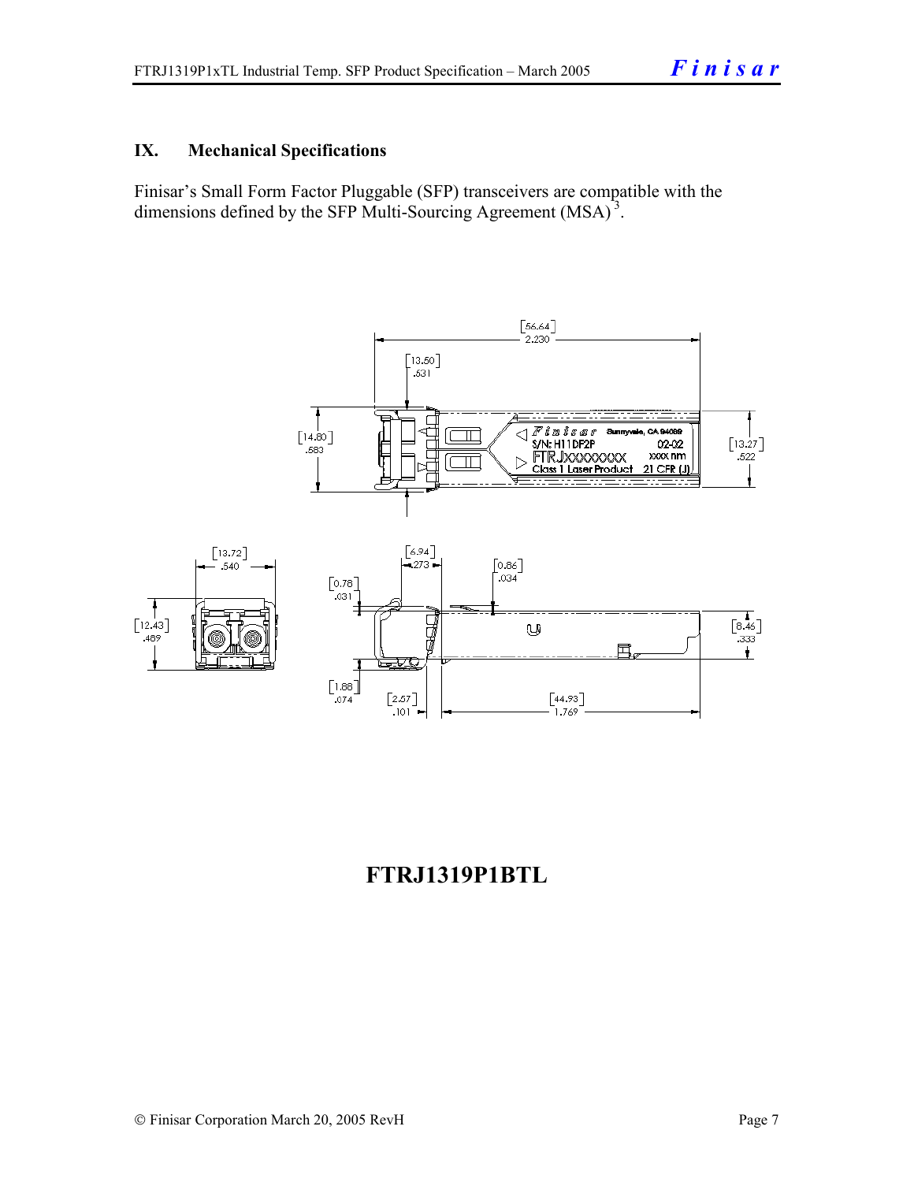## IX. Mechanical Specifications

Finisar's Small Form Factor Pluggable (SFP) transceivers are compatible with the dimensions defined by the SFP Multi-Sourcing Agreement (MSA)[3].

**FTRJ1319P1BTL**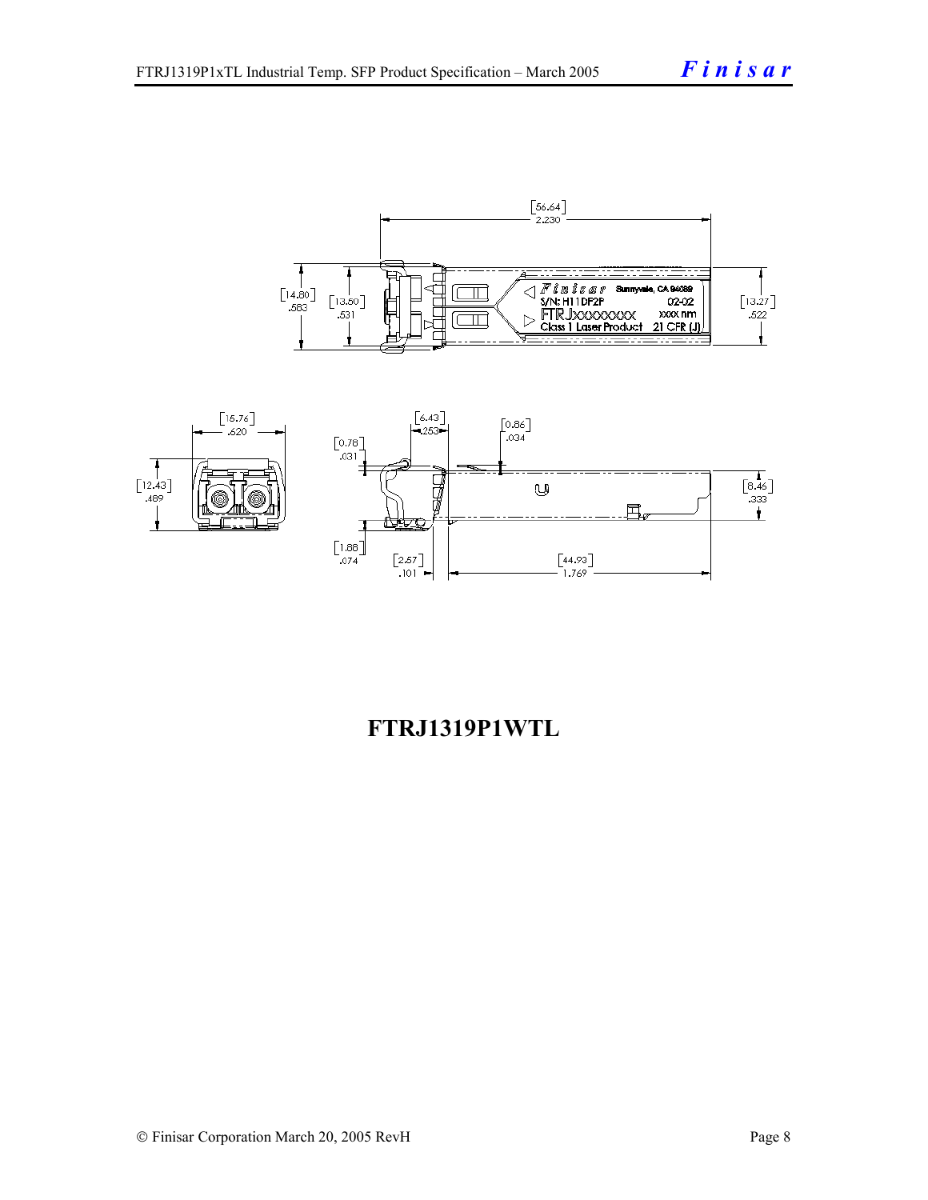**FTRJ1319P1WTL**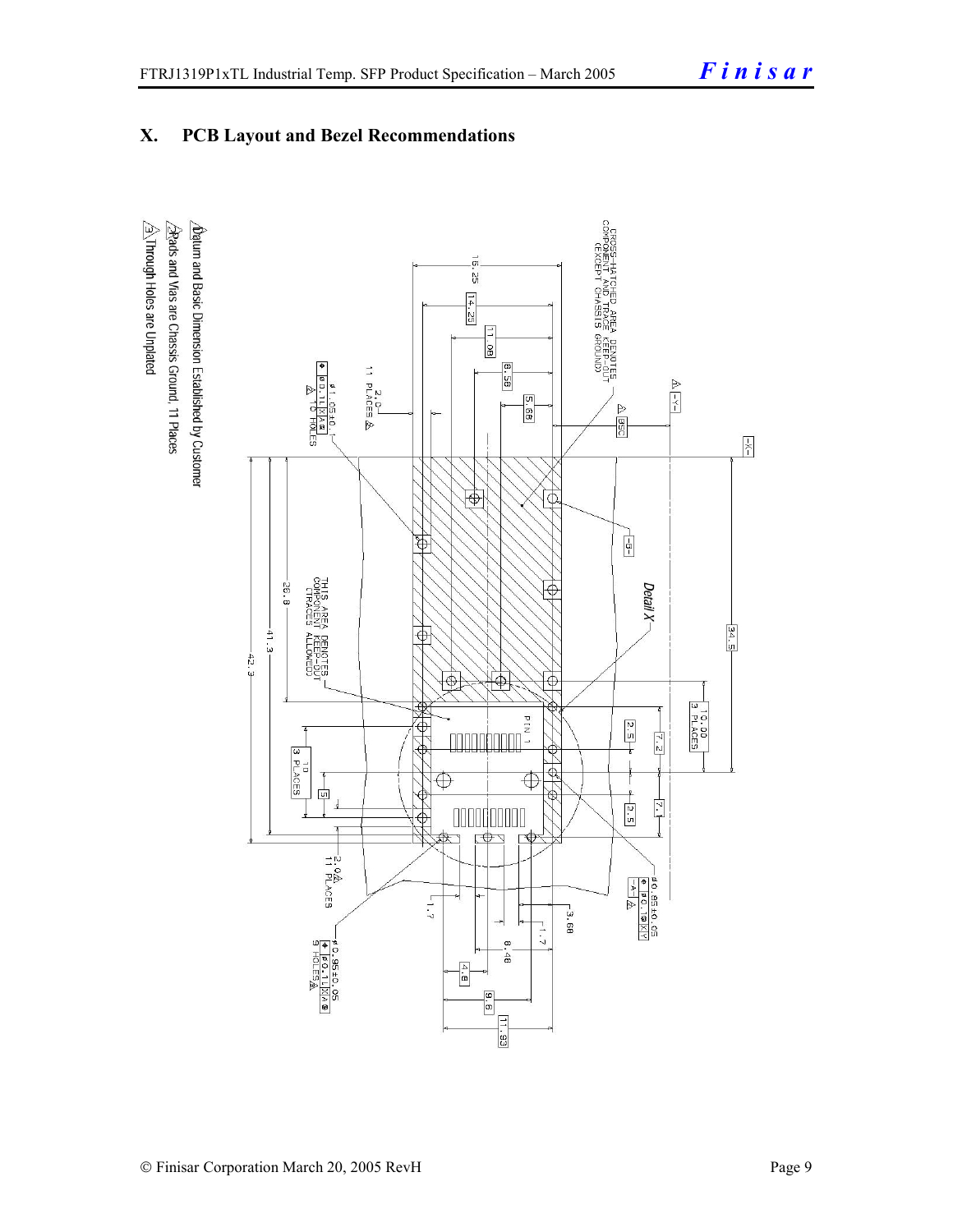## X. PCB Layout and Bezel Recommendations

CROSS-HATCHED AREA DENOTES COMPONENT AND TRACE KEEP-OUT (EXCEPT CHASSIS GROUND)

THIS AREA DENOTES COMPONENT KEEP-OUT (TRACES ALLOWED)

Detail X

PIN 1

16.25, 14.25, 11.08, 8.58, 5.68, BSC, 34.5, 26.8, 41.3, 42.3, 10.00 3 PLACES, 10 3 PLACES, 5, 2.5, 7.2, 7.1, 2.5, 1.7, 3.68, 1.7, 8.48, 4.8, 9.6, 11.93

2.0 11 PLACES

ø1.05±0.1 ⊕ ø0.1 X A S 16 HOLES

2.0 11 PLACES

ø0.85±0.05 ⊕ ø0.1 X Y

ø0.95±0.05 ⊕ ø0.1 X A S 9 HOLES

1. Datum and Basic Dimension Established by Customer
2. Pads and Vias are Chassis Ground, 11 Places
3. Through Holes are Unplated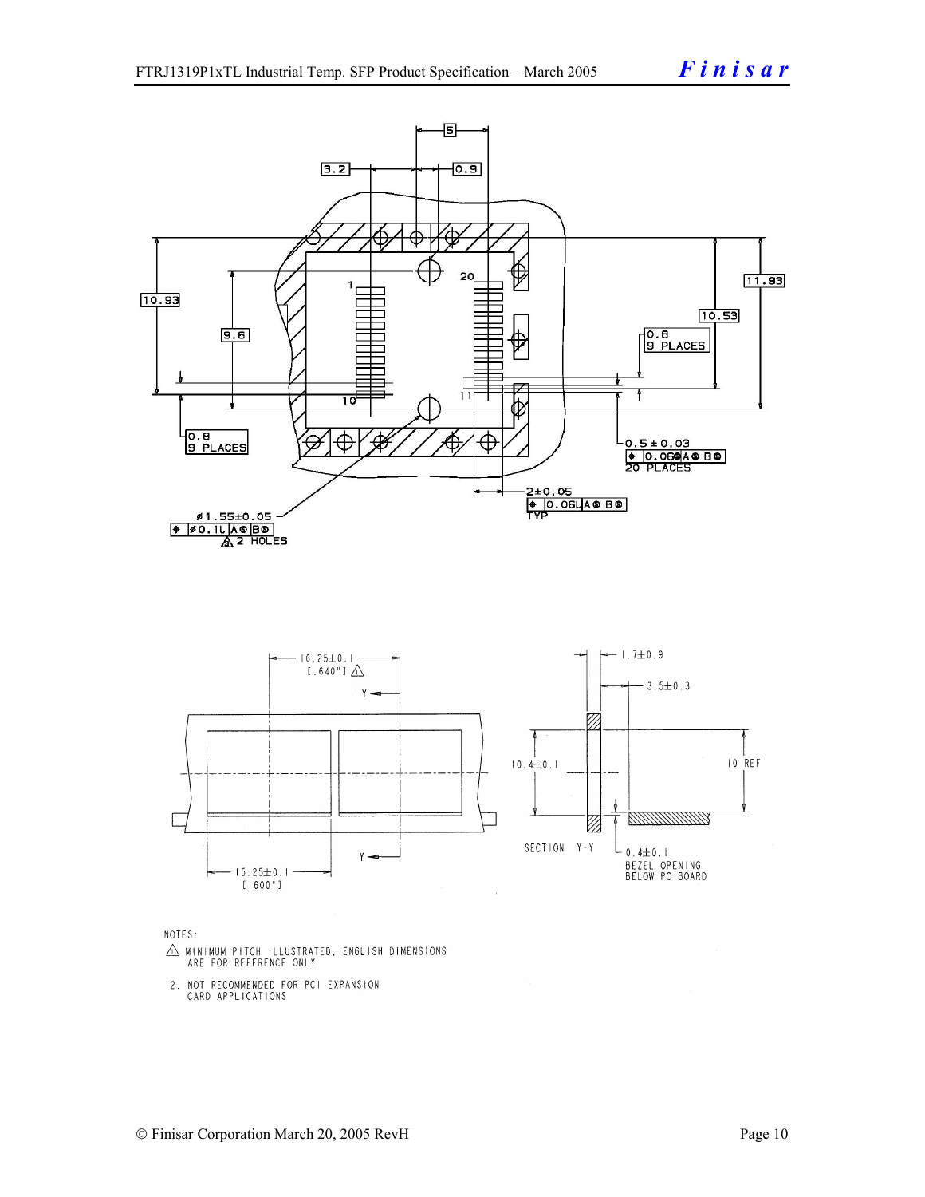5

3.2 0.9

20

1

10.93

9.6

11.93

10.53

0.8
9 PLACES

10 11

0.8
9 PLACES

0.5 ± 0.03
⌖ 0.06Ⓜ A Ⓢ B Ⓢ
20 PLACES

2±0.05
⌖ 0.06L A Ⓢ B Ⓢ
TYP

ø1.55±0.05
⌖ ø0.1L A Ⓢ B Ⓢ
2 HOLES

16.25±0.1
[.640"]

Y

Y

15.25±0.1
[.600"]

1.7±0.9

3.5±0.3

10.4±0.1

10 REF

SECTION Y-Y

0.4±0.1
BEZEL OPENING
BELOW PC BOARD

NOTES:

1. MINIMUM PITCH ILLUSTRATED, ENGLISH DIMENSIONS ARE FOR REFERENCE ONLY

2. NOT RECOMMENDED FOR PCI EXPANSION CARD APPLICATIONS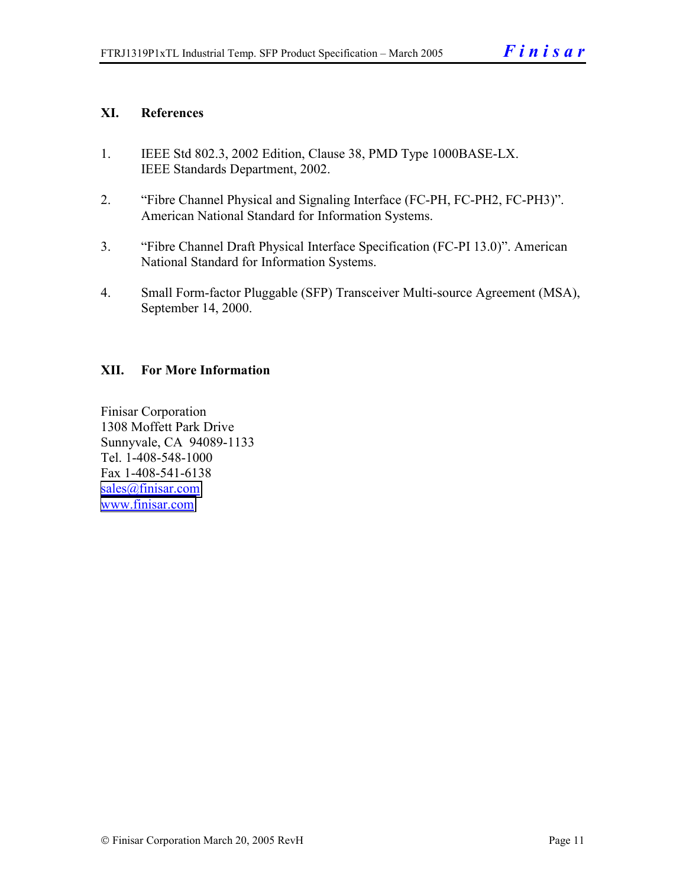## XI. References

1. IEEE Std 802.3, 2002 Edition, Clause 38, PMD Type 1000BASE-LX. IEEE Standards Department, 2002.

2. "Fibre Channel Physical and Signaling Interface (FC-PH, FC-PH2, FC-PH3)". American National Standard for Information Systems.

3. "Fibre Channel Draft Physical Interface Specification (FC-PI 13.0)". American National Standard for Information Systems.

4. Small Form-factor Pluggable (SFP) Transceiver Multi-source Agreement (MSA), September 14, 2000.

## XII. For More Information

Finisar Corporation
1308 Moffett Park Drive
Sunnyvale, CA 94089-1133
Tel. 1-408-548-1000
Fax 1-408-541-6138
sales@finisar.com
www.finisar.com